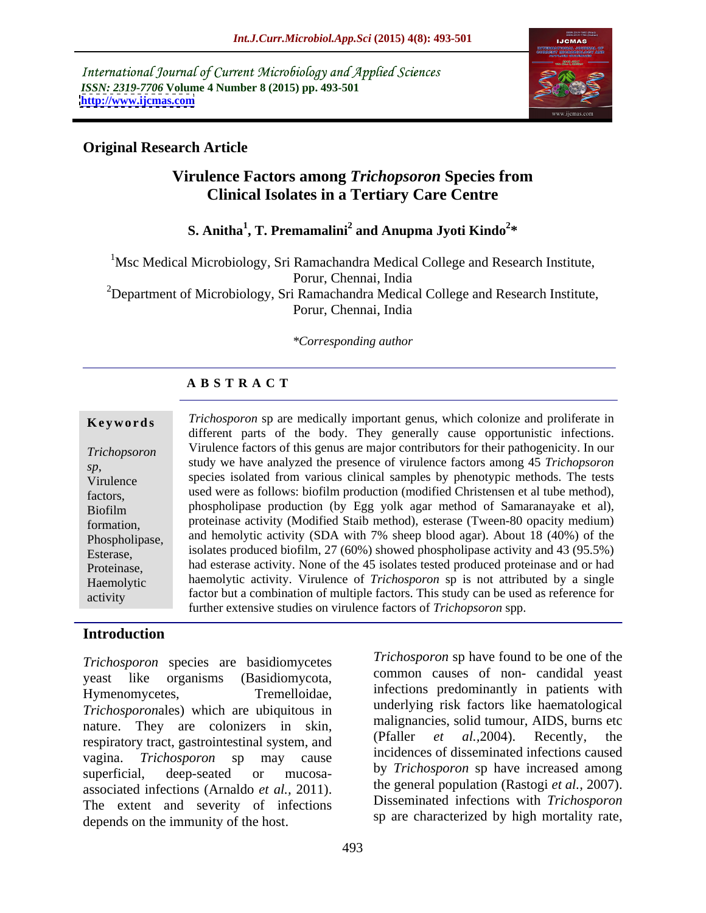International Journal of Current Microbiology and Applied Sciences
*ISSN: 2319-7706* **Volume 4 Number 8 (2015) pp. 493-501**
**http://www.ijcmas.com**

**Original Research Article**

# Virulence Factors among *Trichopsoron* Species from Clinical Isolates in a Tertiary Care Centre

**S. Anitha[1], T. Premamalini[2] and Anupma Jyoti Kindo[2]***

[1]Msc Medical Microbiology, Sri Ramachandra Medical College and Research Institute, Porur, Chennai, India

[2]Department of Microbiology, Sri Ramachandra Medical College and Research Institute, Porur, Chennai, India

*\*Corresponding author*

## ABSTRACT

**Keywords**

*Trichopsoron sp*, Virulence factors, Biofilm formation, Phospholipase, Esterase, Proteinase, Haemolytic activity

*Trichosporon* sp are medically important genus, which colonize and proliferate in different parts of the body. They generally cause opportunistic infections. Virulence factors of this genus are major contributors for their pathogenicity. In our study we have analyzed the presence of virulence factors among 45 *Trichosporon* species isolated from various clinical samples by phenotypic methods. The tests used were as follows: biofilm production (modified Christensen et al tube method), phospholipase production (by Egg yolk agar method of Samaranayake et al), proteinase activity (Modified Staib method), esterase (Tween-80 opacity medium) and hemolytic activity (SDA with 7% sheep blood agar). About 18 (40%) of the isolates produced biofilm, 27 (60%) showed phospholipase activity and 43 (95.5%) had esterase activity. None of the 45 isolates tested produced proteinase and or had haemolytic activity. Virulence of *Trichosporon* sp is not attributed by a single factor but a combination of multiple factors. This study can be used as reference for further extensive studies on virulence factors of *Trichopsoron* spp.

## Introduction

*Trichosporon* species are basidiomycetes yeast like organisms (Basidiomycota, Hymenomycetes, Tremelloidae, *Trichosporon*ales) which are ubiquitous in nature. They are colonizers in skin, respiratory tract, gastrointestinal system, and vagina. *Trichosporon* sp may cause superficial, deep-seated or mucosa-associated infections (Arnaldo *et al.*, 2011). The extent and severity of infections depends on the immunity of the host.

*Trichosporon* sp have found to be one of the common causes of non- candidal yeast infections predominantly in patients with underlying risk factors like haematological malignancies, solid tumour, AIDS, burns etc (Pfaller *et al.*,2004). Recently, the incidences of disseminated infections caused by *Trichosporon* sp have increased among the general population (Rastogi *et al.*, 2007). Disseminated infections with *Trichosporon* sp are characterized by high mortality rate,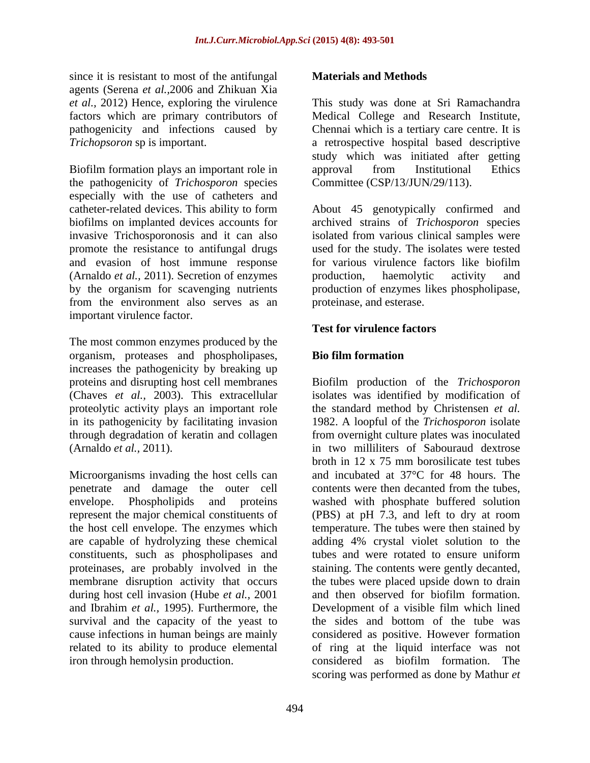since it is resistant to most of the antifungal agents (Serena *et al.*,2006 and Zhikuan Xia *et al.*, 2012) Hence, exploring the virulence factors which are primary contributors of pathogenicity and infections caused by *Trichopsoron* sp is important.

Biofilm formation plays an important role in the pathogenicity of *Trichosporon* species especially with the use of catheters and catheter-related devices. This ability to form biofilms on implanted devices accounts for invasive Trichosporonosis and it can also promote the resistance to antifungal drugs and evasion of host immune response (Arnaldo *et al.,* 2011). Secretion of enzymes by the organism for scavenging nutrients from the environment also serves as an important virulence factor.

The most common enzymes produced by the organism, proteases and phospholipases, increases the pathogenicity by breaking up proteins and disrupting host cell membranes (Chaves *et al.,* 2003). This extracellular proteolytic activity plays an important role in its pathogenicity by facilitating invasion through degradation of keratin and collagen (Arnaldo *et al.,* 2011).

Microorganisms invading the host cells can penetrate and damage the outer cell envelope. Phospholipids and proteins represent the major chemical constituents of the host cell envelope. The enzymes which are capable of hydrolyzing these chemical constituents, such as phospholipases and proteinases, are probably involved in the membrane disruption activity that occurs during host cell invasion (Hube *et al.,* 2001 and Ibrahim *et al.,* 1995). Furthermore, the survival and the capacity of the yeast to cause infections in human beings are mainly related to its ability to produce elemental iron through hemolysin production.

## Materials and Methods

This study was done at Sri Ramachandra Medical College and Research Institute, Chennai which is a tertiary care centre. It is a retrospective hospital based descriptive study which was initiated after getting approval from Institutional Ethics Committee (CSP/13/JUN/29/113).

About 45 genotypically confirmed and archived strains of *Trichosporon* species isolated from various clinical samples were used for the study. The isolates were tested for various virulence factors like biofilm production, haemolytic activity and production of enzymes likes phospholipase, proteinase, and esterase.

### Test for virulence factors

### Bio film formation

Biofilm production of the *Trichosporon* isolates was identified by modification of the standard method by Christensen *et al.* 1982. A loopful of the *Trichosporon* isolate from overnight culture plates was inoculated in two milliliters of Sabouraud dextrose broth in 12 x 75 mm borosilicate test tubes and incubated at 37°C for 48 hours. The contents were then decanted from the tubes, washed with phosphate buffered solution (PBS) at pH 7.3, and left to dry at room temperature. The tubes were then stained by adding 4% crystal violet solution to the tubes and were rotated to ensure uniform staining. The contents were gently decanted, the tubes were placed upside down to drain and then observed for biofilm formation. Development of a visible film which lined the sides and bottom of the tube was considered as positive. However formation of ring at the liquid interface was not considered as biofilm formation. The scoring was performed as done by Mathur *et*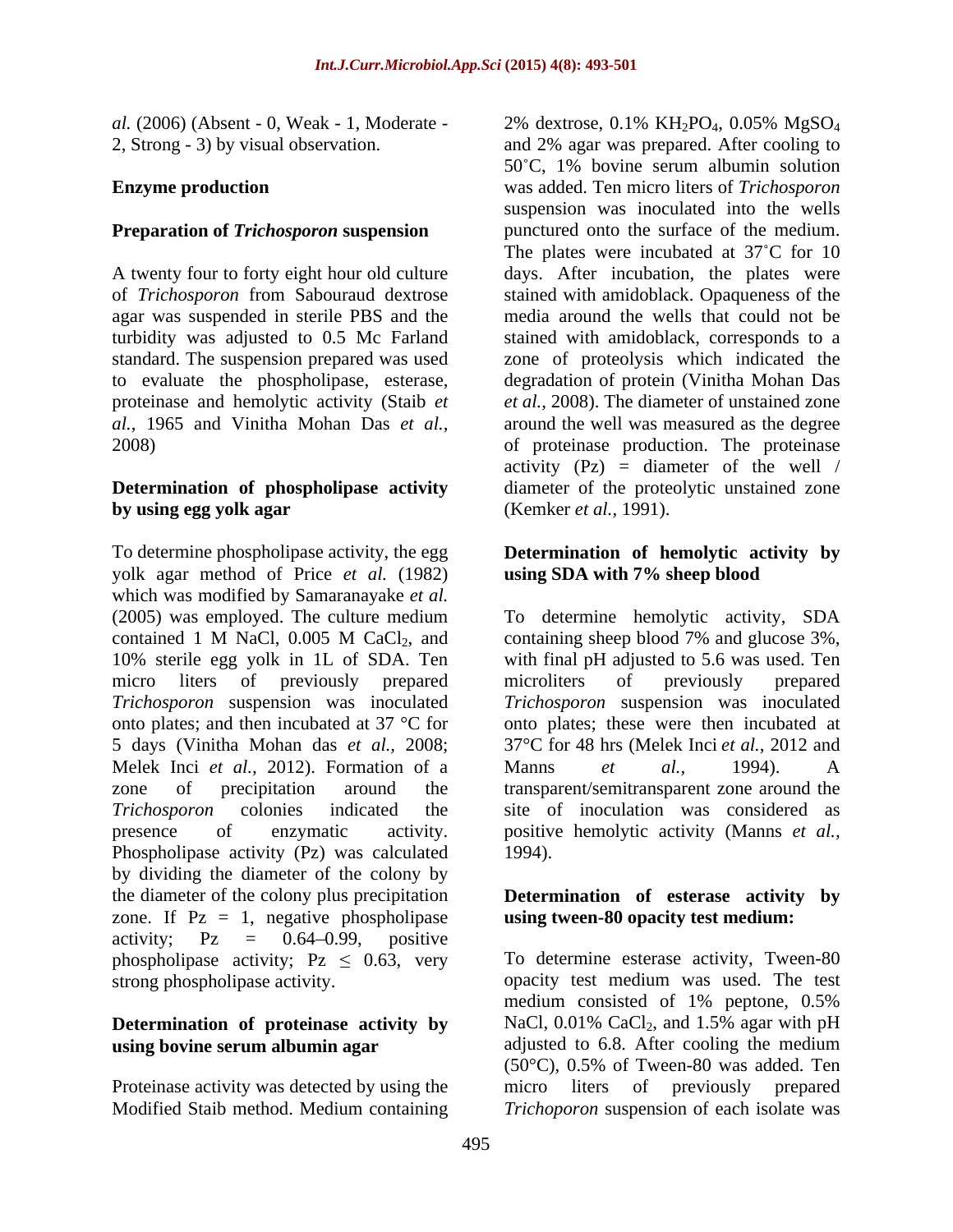*al.* (2006) (Absent - 0, Weak - 1, Moderate - 2, Strong - 3) by visual observation.

## Enzyme production

### Preparation of *Trichosporon* suspension

A twenty four to forty eight hour old culture of *Trichosporon* from Sabouraud dextrose agar was suspended in sterile PBS and the turbidity was adjusted to 0.5 Mc Farland standard. The suspension prepared was used to evaluate the phospholipase, esterase, proteinase and hemolytic activity (Staib *et al.*, 1965 and Vinitha Mohan Das *et al.*, 2008)

### Determination of phospholipase activity by using egg yolk agar

To determine phospholipase activity, the egg yolk agar method of Price *et al.* (1982) which was modified by Samaranayake *et al.* (2005) was employed. The culture medium contained 1 M NaCl, 0.005 M $CaCl_2$, and 10% sterile egg yolk in 1L of SDA. Ten micro liters of previously prepared *Trichosporon* suspension was inoculated onto plates; and then incubated at 37 °C for 5 days (Vinitha Mohan das *et al.*, 2008; Melek Inci *et al.*, 2012). Formation of a zone of precipitation around the *Trichosporon* colonies indicated the presence of enzymatic activity. Phospholipase activity (Pz) was calculated by dividing the diameter of the colony by the diameter of the colony plus precipitation zone. If Pz = 1, negative phospholipase activity; Pz = 0.64–0.99, positive phospholipase activity; Pz $\leq$ 0.63, very strong phospholipase activity.

### Determination of proteinase activity by using bovine serum albumin agar

Proteinase activity was detected by using the Modified Staib method. Medium containing 2% dextrose, 0.1% $KH_2PO_4$, 0.05% $MgSO_4$ and 2% agar was prepared. After cooling to 50˚C, 1% bovine serum albumin solution was added. Ten micro liters of *Trichosporon* suspension was inoculated into the wells punctured onto the surface of the medium. The plates were incubated at 37˚C for 10 days. After incubation, the plates were stained with amidoblack. Opaqueness of the media around the wells that could not be stained with amidoblack, corresponds to a zone of proteolysis which indicated the degradation of protein (Vinitha Mohan Das *et al.*, 2008). The diameter of unstained zone around the well was measured as the degree of proteinase production. The proteinase activity (Pz) = diameter of the well / diameter of the proteolytic unstained zone (Kemker *et al.*, 1991).

### Determination of hemolytic activity by using SDA with 7% sheep blood

To determine hemolytic activity, SDA containing sheep blood 7% and glucose 3%, with final pH adjusted to 5.6 was used. Ten microliters of previously prepared *Trichosporon* suspension was inoculated onto plates; these were then incubated at 37°C for 48 hrs (Melek Inci *et al.*, 2012 and Manns *et al.*, 1994). A transparent/semitransparent zone around the site of inoculation was considered as positive hemolytic activity (Manns *et al.*, 1994).

### Determination of esterase activity by using tween-80 opacity test medium:

To determine esterase activity, Tween-80 opacity test medium was used. The test medium consisted of 1% peptone, 0.5% NaCl, 0.01% $CaCl_2$, and 1.5% agar with pH adjusted to 6.8. After cooling the medium (50°C), 0.5% of Tween-80 was added. Ten micro liters of previously prepared *Trichoporon* suspension of each isolate was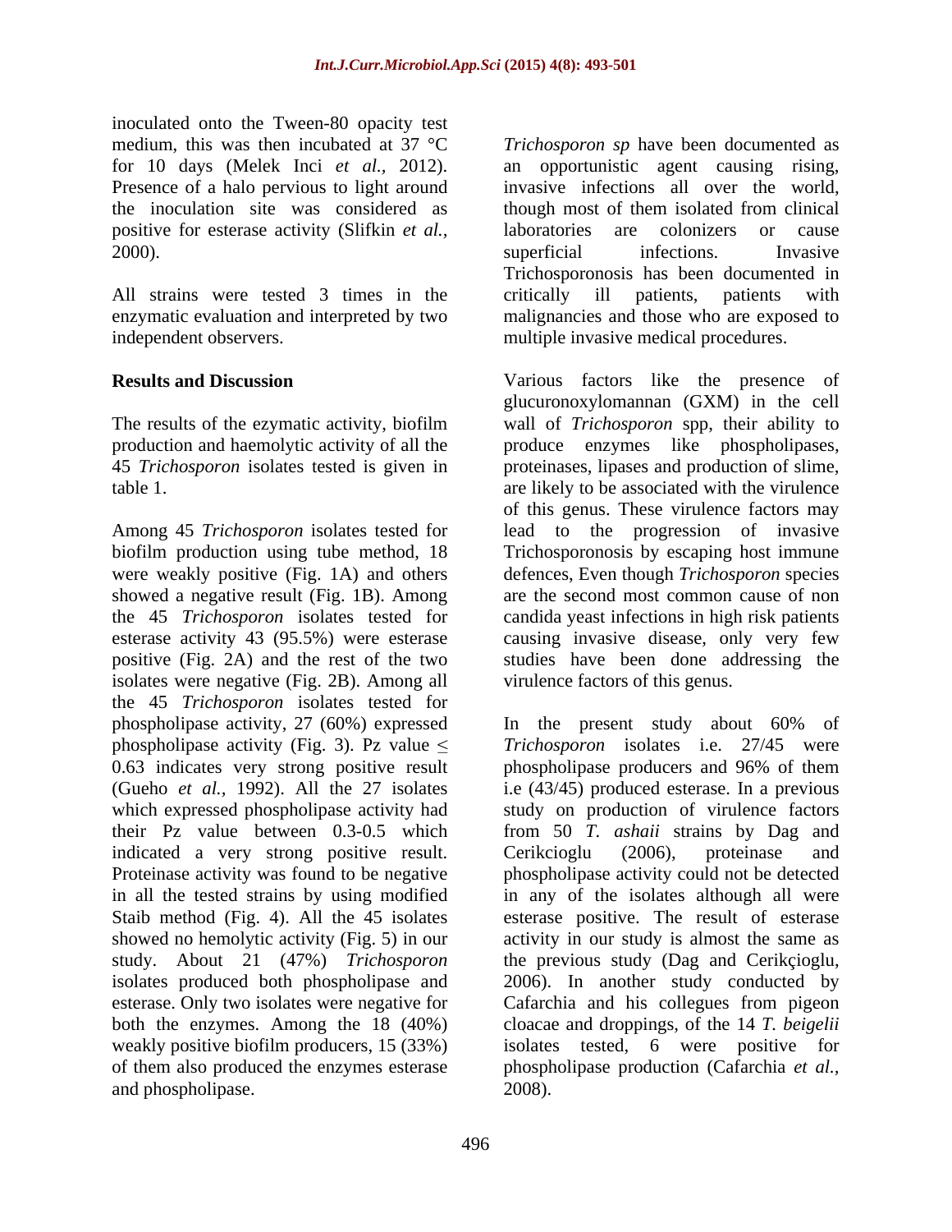inoculated onto the Tween-80 opacity test medium, this was then incubated at 37 °C for 10 days (Melek Inci *et al.,* 2012). Presence of a halo pervious to light around the inoculation site was considered as positive for esterase activity (Slifkin *et al.,* 2000).

All strains were tested 3 times in the enzymatic evaluation and interpreted by two independent observers.

## Results and Discussion

The results of the ezymatic activity, biofilm production and haemolytic activity of all the 45 *Trichosporon* isolates tested is given in table 1.

Among 45 *Trichosporon* isolates tested for biofilm production using tube method, 18 were weakly positive (Fig. 1A) and others showed a negative result (Fig. 1B). Among the 45 *Trichosporon* isolates tested for esterase activity 43 (95.5%) were esterase positive (Fig. 2A) and the rest of the two isolates were negative (Fig. 2B). Among all the 45 *Trichosporon* isolates tested for phospholipase activity, 27 (60%) expressed phospholipase activity (Fig. 3). Pz value ≤ 0.63 indicates very strong positive result (Gueho *et al.,* 1992). All the 27 isolates which expressed phospholipase activity had their Pz value between 0.3-0.5 which indicated a very strong positive result. Proteinase activity was found to be negative in all the tested strains by using modified Staib method (Fig. 4). All the 45 isolates showed no hemolytic activity (Fig. 5) in our study. About 21 (47%) *Trichosporon* isolates produced both phospholipase and esterase. Only two isolates were negative for both the enzymes. Among the 18 (40%) weakly positive biofilm producers, 15 (33%) of them also produced the enzymes esterase and phospholipase.

*Trichosporon sp* have been documented as an opportunistic agent causing rising, invasive infections all over the world, though most of them isolated from clinical laboratories are colonizers or cause superficial infections. Invasive Trichosporonosis has been documented in critically ill patients, patients with malignancies and those who are exposed to multiple invasive medical procedures.

Various factors like the presence of glucuronoxylomannan (GXM) in the cell wall of *Trichosporon* spp, their ability to produce enzymes like phospholipases, proteinases, lipases and production of slime, are likely to be associated with the virulence of this genus. These virulence factors may lead to the progression of invasive Trichosporonosis by escaping host immune defences, Even though *Trichosporon* species are the second most common cause of non candida yeast infections in high risk patients causing invasive disease, only very few studies have been done addressing the virulence factors of this genus.

In the present study about 60% of *Trichosporon* isolates i.e. 27/45 were phospholipase producers and 96% of them i.e (43/45) produced esterase. In a previous study on production of virulence factors from 50 *T. ashaii* strains by Dag and Cerikcioglu (2006), proteinase and phospholipase activity could not be detected in any of the isolates although all were esterase positive. The result of esterase activity in our study is almost the same as the previous study (Dag and Cerikçioglu, 2006). In another study conducted by Cafarchia and his collegues from pigeon cloacae and droppings, of the 14 *T. beigelii* isolates tested, 6 were positive for phospholipase production (Cafarchia *et al.,* 2008).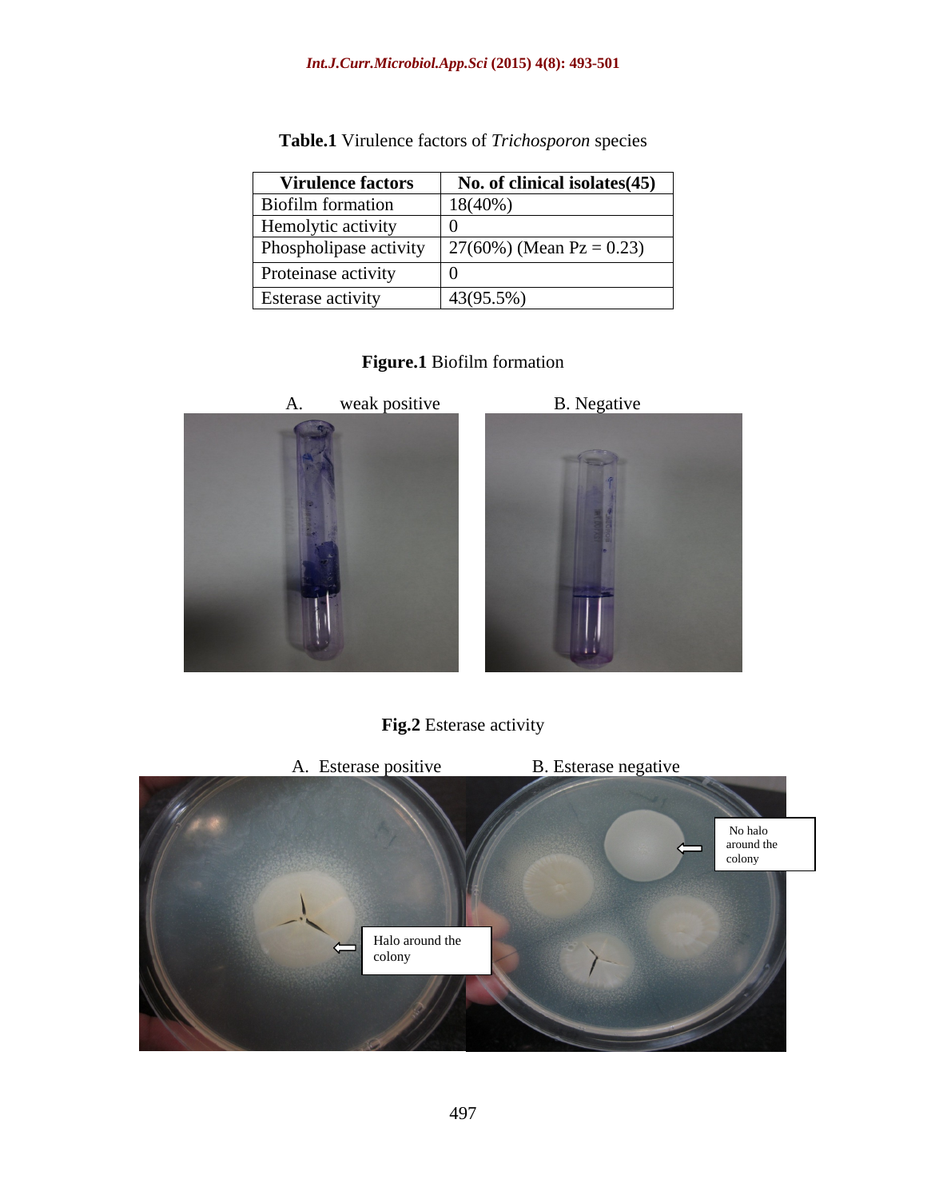**Table.1** Virulence factors of *Trichosporon* species

| Virulence factors | No. of clinical isolates(45) |
| --- | --- |
| Biofilm formation | 18(40%) |
| Hemolytic activity | 0 |
| Phospholipase activity | 27(60%) (Mean Pz = 0.23) |
| Proteinase activity | 0 |
| Esterase activity | 43(95.5%) |

**Figure.1** Biofilm formation

A. weak positive B. Negative

**Fig.2** Esterase activity

A. Esterase positive B. Esterase negative

Halo around the colony

No halo around the colony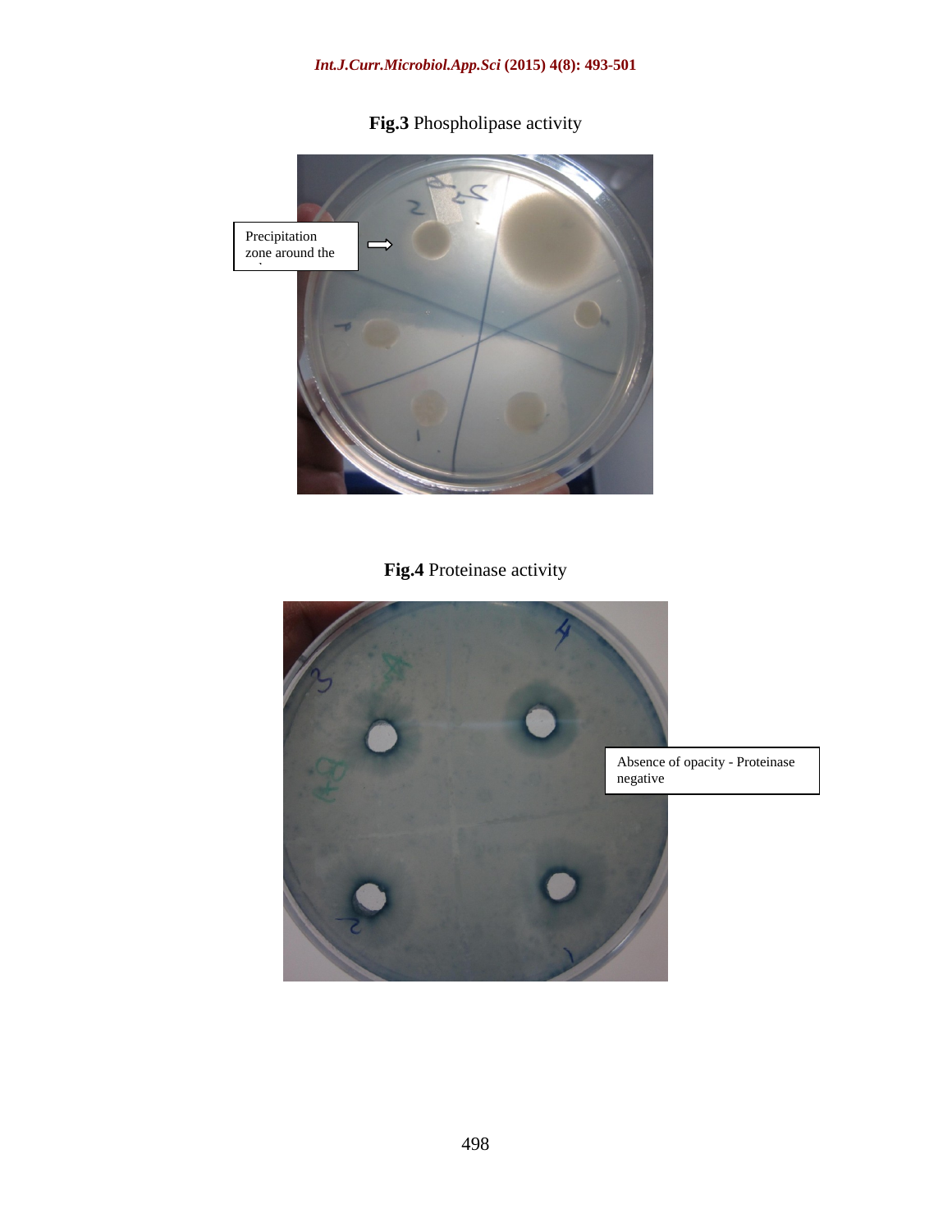**Fig.3** Phospholipase activity

Precipitation zone around the

**Fig.4** Proteinase activity

Absence of opacity - Proteinase negative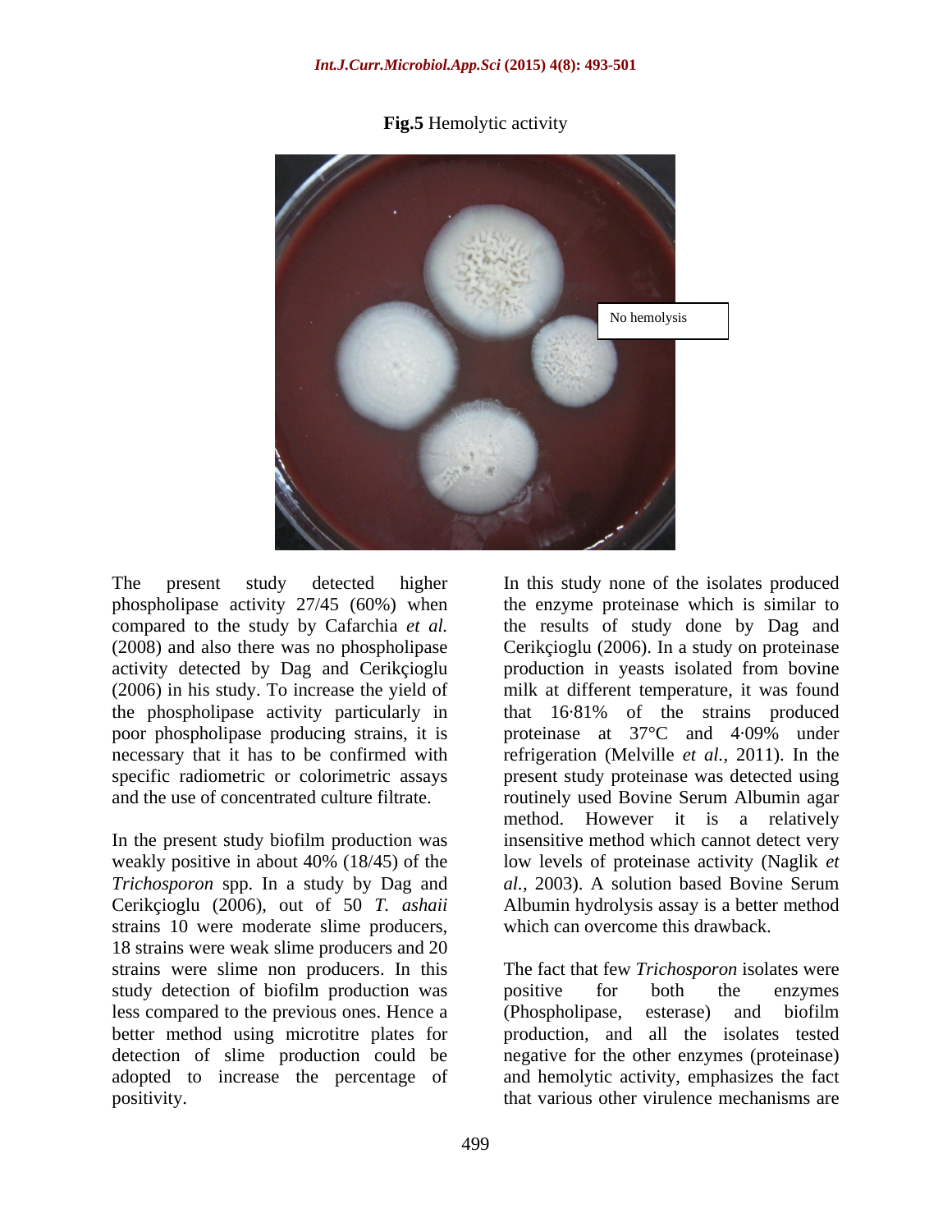**Fig.5** Hemolytic activity

No hemolysis

The present study detected higher phospholipase activity 27/45 (60%) when compared to the study by Cafarchia *et al.* (2008) and also there was no phospholipase activity detected by Dag and Cerikçioglu (2006) in his study. To increase the yield of the phospholipase activity particularly in poor phospholipase producing strains, it is necessary that it has to be confirmed with specific radiometric or colorimetric assays and the use of concentrated culture filtrate.

In the present study biofilm production was weakly positive in about 40% (18/45) of the *Trichosporon* spp. In a study by Dag and Cerikçioglu (2006), out of 50 *T. ashaii* strains 10 were moderate slime producers, 18 strains were weak slime producers and 20 strains were slime non producers. In this study detection of biofilm production was less compared to the previous ones. Hence a better method using microtitre plates for detection of slime production could be adopted to increase the percentage of positivity.

In this study none of the isolates produced the enzyme proteinase which is similar to the results of study done by Dag and Cerikçioglu (2006). In a study on proteinase production in yeasts isolated from bovine milk at different temperature, it was found that 16·81% of the strains produced proteinase at 37°C and 4·09% under refrigeration (Melville *et al.,* 2011). In the present study proteinase was detected using routinely used Bovine Serum Albumin agar method. However it is a relatively insensitive method which cannot detect very low levels of proteinase activity (Naglik *et al.,* 2003). A solution based Bovine Serum Albumin hydrolysis assay is a better method which can overcome this drawback.

The fact that few *Trichosporon* isolates were positive for both the enzymes (Phospholipase, esterase) and biofilm production, and all the isolates tested negative for the other enzymes (proteinase) and hemolytic activity, emphasizes the fact that various other virulence mechanisms are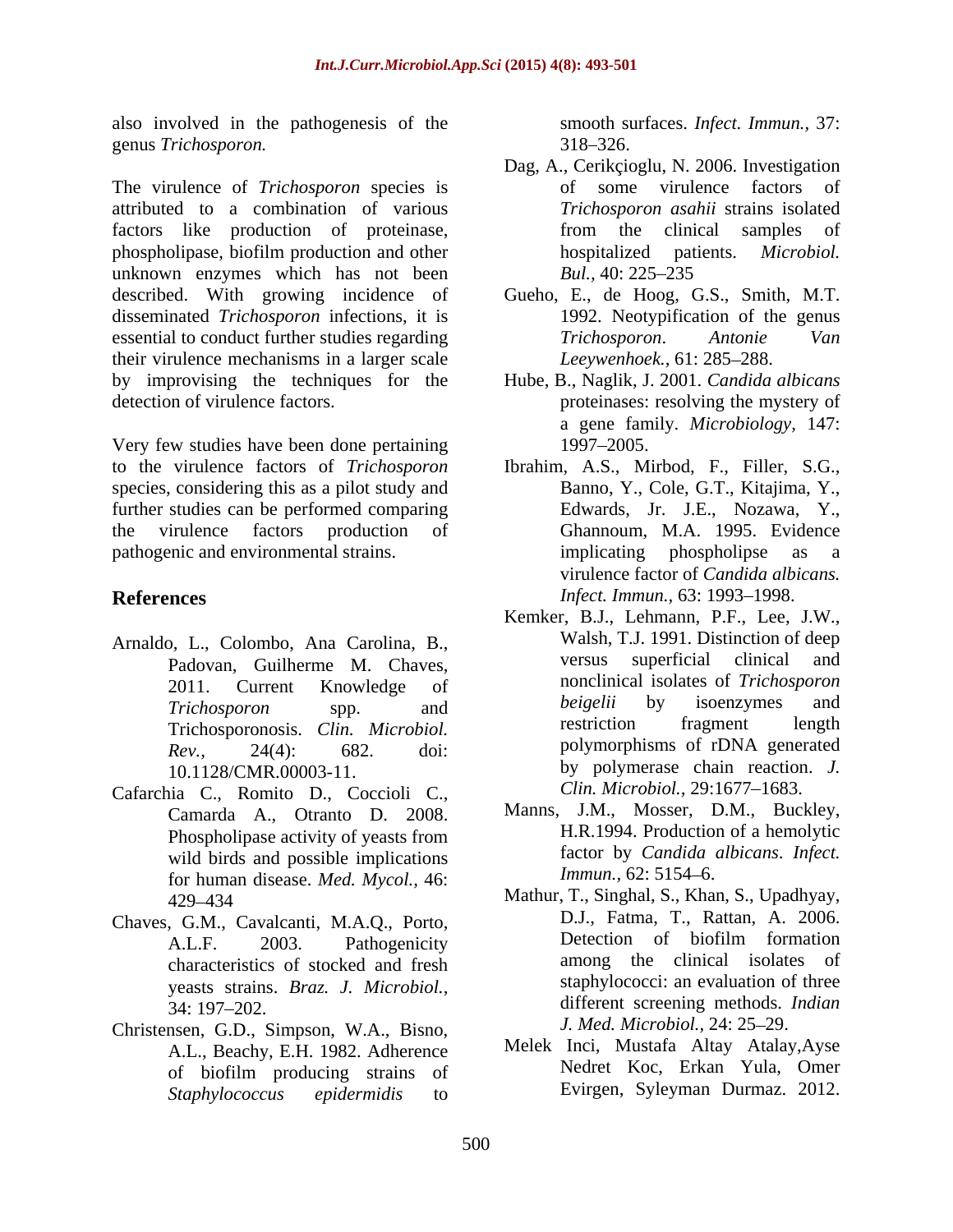also involved in the pathogenesis of the genus *Trichosporon.*

The virulence of *Trichosporon* species is attributed to a combination of various factors like production of proteinase, phospholipase, biofilm production and other unknown enzymes which has not been described. With growing incidence of disseminated *Trichosporon* infections, it is essential to conduct further studies regarding their virulence mechanisms in a larger scale by improvising the techniques for the detection of virulence factors.

Very few studies have been done pertaining to the virulence factors of *Trichosporon* species, considering this as a pilot study and further studies can be performed comparing the virulence factors production of pathogenic and environmental strains.

## References

Arnaldo, L., Colombo, Ana Carolina, B., Padovan, Guilherme M. Chaves, 2011. Current Knowledge of *Trichosporon* spp. and Trichosporonosis. *Clin. Microbiol. Rev.,* 24(4): 682. doi: 10.1128/CMR.00003-11.

Cafarchia C., Romito D., Coccioli C., Camarda A., Otranto D. 2008. Phospholipase activity of yeasts from wild birds and possible implications for human disease. *Med. Mycol.,* 46: 429–434

Chaves, G.M., Cavalcanti, M.A.Q., Porto, A.L.F. 2003. Pathogenicity characteristics of stocked and fresh yeasts strains. *Braz. J. Microbiol.,* 34: 197–202.

Christensen, G.D., Simpson, W.A., Bisno, A.L., Beachy, E.H. 1982. Adherence of biofilm producing strains of *Staphylococcus epidermidis* to smooth surfaces. *Infect. Immun.,* 37: 318–326.

Dag, A., Cerikçioglu, N. 2006. Investigation of some virulence factors of *Trichosporon asahii* strains isolated from the clinical samples of hospitalized patients. *Microbiol. Bul.,* 40: 225–235

Gueho, E., de Hoog, G.S., Smith, M.T. 1992. Neotypification of the genus *Trichosporon*. *Antonie Van Leeywenhoek.,* 61: 285–288.

Hube, B., Naglik, J. 2001. *Candida albicans* proteinases: resolving the mystery of a gene family. *Microbiology,* 147: 1997–2005.

Ibrahim, A.S., Mirbod, F., Filler, S.G., Banno, Y., Cole, G.T., Kitajima, Y., Edwards, Jr. J.E., Nozawa, Y., Ghannoum, M.A. 1995. Evidence implicating phospholipse as a virulence factor of *Candida albicans. Infect. Immun.,* 63: 1993–1998.

Kemker, B.J., Lehmann, P.F., Lee, J.W., Walsh, T.J. 1991. Distinction of deep versus superficial clinical and nonclinical isolates of *Trichosporon beigelii* by isoenzymes and restriction fragment length polymorphisms of rDNA generated by polymerase chain reaction. *J. Clin. Microbiol.,* 29:1677–1683.

Manns, J.M., Mosser, D.M., Buckley, H.R.1994. Production of a hemolytic factor by *Candida albicans*. *Infect. Immun.,* 62: 5154–6.

Mathur, T., Singhal, S., Khan, S., Upadhyay, D.J., Fatma, T., Rattan, A. 2006. Detection of biofilm formation among the clinical isolates of staphylococci: an evaluation of three different screening methods. *Indian J. Med. Microbiol.,* 24: 25–29.

Melek Inci, Mustafa Altay Atalay,Ayse Nedret Koc, Erkan Yula, Omer Evirgen, Syleyman Durmaz. 2012.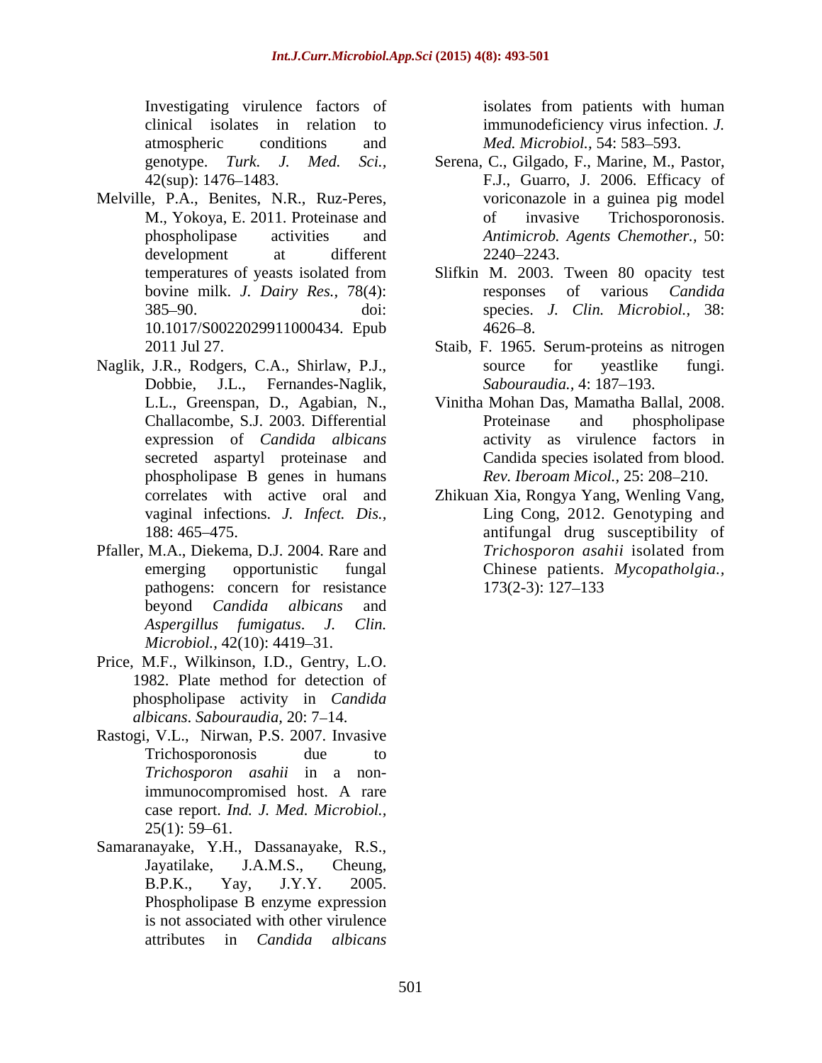Investigating virulence factors of clinical isolates in relation to atmospheric conditions and genotype. *Turk. J. Med. Sci.,* 42(sup): 1476–1483.

Melville, P.A., Benites, N.R., Ruz-Peres, M., Yokoya, E. 2011. Proteinase and phospholipase activities and development at different temperatures of yeasts isolated from bovine milk. *J. Dairy Res.,* 78(4): 385–90. doi: 10.1017/S0022029911000434. Epub 2011 Jul 27.

Naglik, J.R., Rodgers, C.A., Shirlaw, P.J., Dobbie, J.L., Fernandes-Naglik, L.L., Greenspan, D., Agabian, N., Challacombe, S.J. 2003. Differential expression of *Candida albicans* secreted aspartyl proteinase and phospholipase B genes in humans correlates with active oral and vaginal infections. *J. Infect. Dis.,* 188: 465–475.

Pfaller, M.A., Diekema, D.J. 2004. Rare and emerging opportunistic fungal pathogens: concern for resistance beyond *Candida albicans* and *Aspergillus fumigatus*. *J. Clin. Microbiol.,* 42(10): 4419–31.

Price, M.F., Wilkinson, I.D., Gentry, L.O. 1982. Plate method for detection of phospholipase activity in *Candida albicans*. *Sabouraudia*, 20: 7–14.

Rastogi, V.L., Nirwan, P.S. 2007. Invasive Trichosporonosis due to *Trichosporon asahii* in a non-immunocompromised host. A rare case report. *Ind. J. Med. Microbiol.,* 25(1): 59–61.

Samaranayake, Y.H., Dassanayake, R.S., Jayatilake, J.A.M.S., Cheung, B.P.K., Yay, J.Y.Y. 2005. Phospholipase B enzyme expression is not associated with other virulence attributes in *Candida albicans* isolates from patients with human immunodeficiency virus infection. *J. Med. Microbiol.,* 54: 583–593.

Serena, C., Gilgado, F., Marine, M., Pastor, F.J., Guarro, J. 2006. Efficacy of voriconazole in a guinea pig model of invasive Trichosporonosis. *Antimicrob. Agents Chemother.,* 50: 2240–2243.

Slifkin M. 2003. Tween 80 opacity test responses of various *Candida* species. *J. Clin. Microbiol.,* 38: 4626–8.

Staib, F. 1965. Serum-proteins as nitrogen source for yeastlike fungi. *Sabouraudia.,* 4: 187–193.

Vinitha Mohan Das, Mamatha Ballal, 2008. Proteinase and phospholipase activity as virulence factors in Candida species isolated from blood. *Rev. Iberoam Micol.,* 25: 208–210.

Zhikuan Xia, Rongya Yang, Wenling Vang, Ling Cong, 2012. Genotyping and antifungal drug susceptibility of *Trichosporon asahii* isolated from Chinese patients. *Mycopatholgia.,* 173(2-3): 127–133